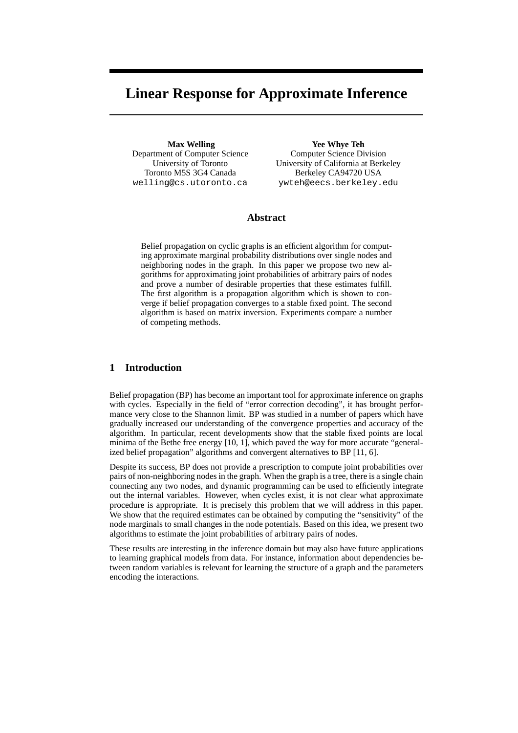# Linear Response for Approximate Inference

**Max Welling**
Department of Computer Science
University of Toronto
Toronto M5S 3G4 Canada
welling@cs.utoronto.ca

**Yee Whye Teh**
Computer Science Division
University of California at Berkeley
Berkeley CA94720 USA
ywteh@eecs.berkeley.edu

## Abstract

Belief propagation on cyclic graphs is an efficient algorithm for computing approximate marginal probability distributions over single nodes and neighboring nodes in the graph. In this paper we propose two new algorithms for approximating joint probabilities of arbitrary pairs of nodes and prove a number of desirable properties that these estimates fulfill. The first algorithm is a propagation algorithm which is shown to converge if belief propagation converges to a stable fixed point. The second algorithm is based on matrix inversion. Experiments compare a number of competing methods.

## 1 Introduction

Belief propagation (BP) has become an important tool for approximate inference on graphs with cycles. Especially in the field of "error correction decoding", it has brought performance very close to the Shannon limit. BP was studied in a number of papers which have gradually increased our understanding of the convergence properties and accuracy of the algorithm. In particular, recent developments show that the stable fixed points are local minima of the Bethe free energy [10, 1], which paved the way for more accurate "generalized belief propagation" algorithms and convergent alternatives to BP [11, 6].

Despite its success, BP does not provide a prescription to compute joint probabilities over pairs of non-neighboring nodes in the graph. When the graph is a tree, there is a single chain connecting any two nodes, and dynamic programming can be used to efficiently integrate out the internal variables. However, when cycles exist, it is not clear what approximate procedure is appropriate. It is precisely this problem that we will address in this paper. We show that the required estimates can be obtained by computing the "sensitivity" of the node marginals to small changes in the node potentials. Based on this idea, we present two algorithms to estimate the joint probabilities of arbitrary pairs of nodes.

These results are interesting in the inference domain but may also have future applications to learning graphical models from data. For instance, information about dependencies between random variables is relevant for learning the structure of a graph and the parameters encoding the interactions.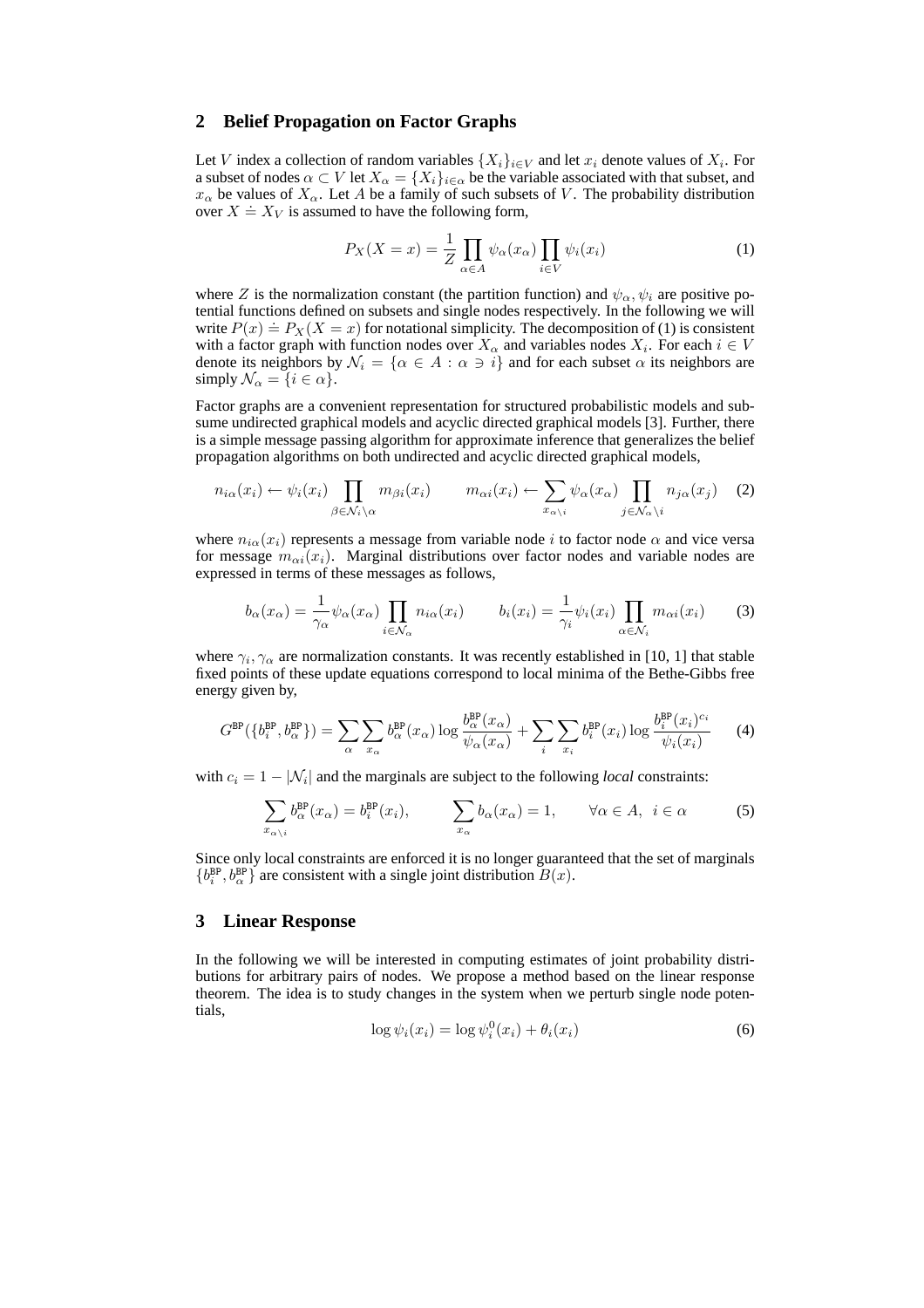## 2 Belief Propagation on Factor Graphs

Let $V$ index a collection of random variables $\{X_i\}_{i \in V}$ and let $x_i$ denote values of $X_i$. For a subset of nodes $\alpha \subset V$ let $X_\alpha = \{X_i\}_{i \in \alpha}$ be the variable associated with that subset, and $x_\alpha$ be values of $X_\alpha$. Let $A$ be a family of such subsets of $V$. The probability distribution over $X \doteq X_V$ is assumed to have the following form,

$$P_X(X = x) = \frac{1}{Z} \prod_{\alpha \in A} \psi_\alpha(x_\alpha) \prod_{i \in V} \psi_i(x_i) \tag{1}$$

where $Z$ is the normalization constant (the partition function) and $\psi_\alpha, \psi_i$ are positive potential functions defined on subsets and single nodes respectively. In the following we will write $P(x) \doteq P_X(X = x)$ for notational simplicity. The decomposition of (1) is consistent with a factor graph with function nodes over $X_\alpha$ and variables nodes $X_i$. For each $i \in V$ denote its neighbors by $\mathcal{N}_i = \{\alpha \in A : \alpha \ni i\}$ and for each subset $\alpha$ its neighbors are simply $\mathcal{N}_\alpha = \{i \in \alpha\}$.

Factor graphs are a convenient representation for structured probabilistic models and subsume undirected graphical models and acyclic directed graphical models [3]. Further, there is a simple message passing algorithm for approximate inference that generalizes the belief propagation algorithms on both undirected and acyclic directed graphical models,

$$n_{i\alpha}(x_i) \leftarrow \psi_i(x_i) \prod_{\beta \in \mathcal{N}_i \setminus \alpha} m_{\beta i}(x_i) \qquad m_{\alpha i}(x_i) \leftarrow \sum_{x_{\alpha \setminus i}} \psi_\alpha(x_\alpha) \prod_{j \in \mathcal{N}_\alpha \setminus i} n_{j\alpha}(x_j) \tag{2}$$

where $n_{i\alpha}(x_i)$ represents a message from variable node $i$ to factor node $\alpha$ and vice versa for message $m_{\alpha i}(x_i)$. Marginal distributions over factor nodes and variable nodes are expressed in terms of these messages as follows,

$$b_\alpha(x_\alpha) = \frac{1}{\gamma_\alpha} \psi_\alpha(x_\alpha) \prod_{i \in \mathcal{N}_\alpha} n_{i\alpha}(x_i) \qquad b_i(x_i) = \frac{1}{\gamma_i} \psi_i(x_i) \prod_{\alpha \in \mathcal{N}_i} m_{\alpha i}(x_i) \tag{3}$$

where $\gamma_i, \gamma_\alpha$ are normalization constants. It was recently established in [10, 1] that stable fixed points of these update equations correspond to local minima of the Bethe-Gibbs free energy given by,

$$G^{\text{BP}}(\{b_i^{\text{BP}}, b_\alpha^{\text{BP}}\}) = \sum_\alpha \sum_{x_\alpha} b_\alpha^{\text{BP}}(x_\alpha) \log \frac{b_\alpha^{\text{BP}}(x_\alpha)}{\psi_\alpha(x_\alpha)} + \sum_i \sum_{x_i} b_i^{\text{BP}}(x_i) \log \frac{b_i^{\text{BP}}(x_i)^{c_i}}{\psi_i(x_i)} \tag{4}$$

with $c_i = 1 - |\mathcal{N}_i|$ and the marginals are subject to the following *local* constraints:

$$\sum_{x_{\alpha \setminus i}} b_\alpha^{\text{BP}}(x_\alpha) = b_i^{\text{BP}}(x_i), \qquad \sum_{x_\alpha} b_\alpha(x_\alpha) = 1, \qquad \forall \alpha \in A, \;\; i \in \alpha \tag{5}$$

Since only local constraints are enforced it is no longer guaranteed that the set of marginals $\{b_i^{\text{BP}}, b_\alpha^{\text{BP}}\}$ are consistent with a single joint distribution $B(x)$.

## 3 Linear Response

In the following we will be interested in computing estimates of joint probability distributions for arbitrary pairs of nodes. We propose a method based on the linear response theorem. The idea is to study changes in the system when we perturb single node potentials,

$$\log \psi_i(x_i) = \log \psi_i^0(x_i) + \theta_i(x_i) \tag{6}$$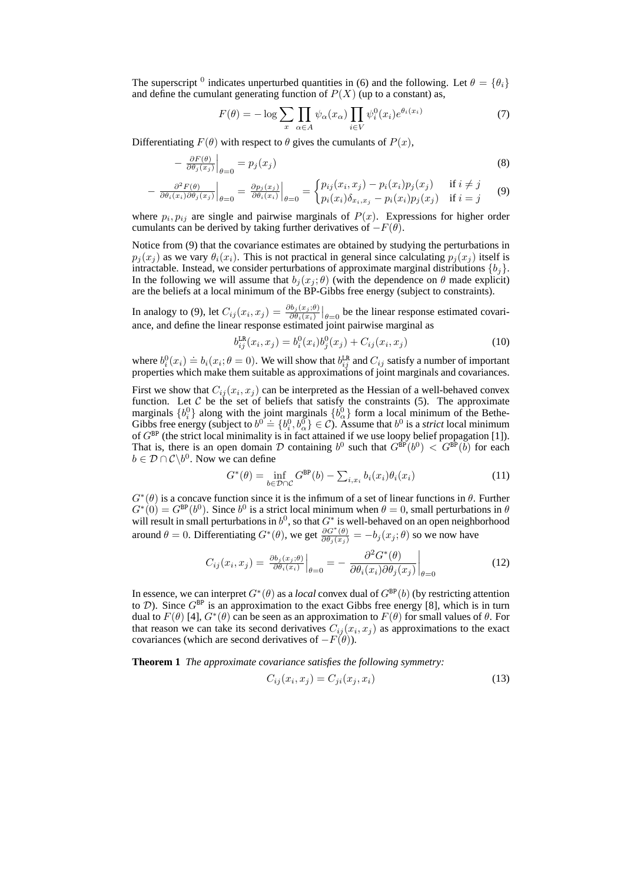The superscript $^0$ indicates unperturbed quantities in (6) and the following. Let $\theta = \{\theta_i\}$ and define the cumulant generating function of $P(X)$ (up to a constant) as,

$$F(\theta) = -\log \sum_x \prod_{\alpha \in A} \psi_\alpha(x_\alpha) \prod_{i \in V} \psi_i^0(x_i) e^{\theta_i(x_i)} \tag{7}$$

Differentiating $F(\theta)$ with respect to $\theta$ gives the cumulants of $P(x)$,

$$-\left.\frac{\partial F(\theta)}{\partial \theta_j(x_j)}\right|_{\theta=0} = p_j(x_j) \tag{8}$$

$$-\left.\frac{\partial^2 F(\theta)}{\partial \theta_i(x_i) \partial \theta_j(x_j)}\right|_{\theta=0} = \left.\frac{\partial p_j(x_j)}{\partial \theta_i(x_i)}\right|_{\theta=0} = \begin{cases} p_{ij}(x_i, x_j) - p_i(x_i) p_j(x_j) & \text{if } i \neq j \\ p_i(x_i) \delta_{x_i, x_j} - p_i(x_i) p_j(x_j) & \text{if } i = j \end{cases} \tag{9}$$

where $p_i, p_{ij}$ are single and pairwise marginals of $P(x)$. Expressions for higher order cumulants can be derived by taking further derivatives of $-F(\theta)$.

Notice from (9) that the covariance estimates are obtained by studying the perturbations in $p_j(x_j)$ as we vary $\theta_i(x_i)$. This is not practical in general since calculating $p_j(x_j)$ itself is intractable. Instead, we consider perturbations of approximate marginal distributions $\{b_j\}$. In the following we will assume that $b_j(x_j; \theta)$ (with the dependence on $\theta$ made explicit) are the beliefs at a local minimum of the BP-Gibbs free energy (subject to constraints).

In analogy to (9), let $C_{ij}(x_i, x_j) = \left.\frac{\partial b_j(x_j; \theta)}{\partial \theta_i(x_i)}\right|_{\theta=0}$ be the linear response estimated covariance, and define the linear response estimated joint pairwise marginal as

$$b_{ij}^{\text{LR}}(x_i, x_j) = b_i^0(x_i) b_j^0(x_j) + C_{ij}(x_i, x_j) \tag{10}$$

where $b_i^0(x_i) \doteq b_i(x_i; \theta = 0)$. We will show that $b_{ij}^{\text{LR}}$ and $C_{ij}$ satisfy a number of important properties which make them suitable as approximations of joint marginals and covariances.

First we show that $C_{ij}(x_i, x_j)$ can be interpreted as the Hessian of a well-behaved convex function. Let $\mathcal{C}$ be the set of beliefs that satisfy the constraints (5). The approximate marginals $\{b_i^0\}$ along with the joint marginals $\{b_\alpha^0\}$ form a local minimum of the Bethe-Gibbs free energy (subject to $b^0 \doteq \{b_i^0, b_\alpha^0\} \in \mathcal{C}$). Assume that $b^0$ is a *strict* local minimum of $G^{\text{BP}}$ (the strict local minimality is in fact attained if we use loopy belief propagation [1]). That is, there is an open domain $\mathcal{D}$ containing $b^0$ such that $G^{\text{BP}}(b^0) < G^{\text{BP}}(b)$ for each $b \in \mathcal{D} \cap \mathcal{C} \backslash b^0$. Now we can define

$$G^*(\theta) = \inf_{b \in \mathcal{D} \cap \mathcal{C}} G^{\text{BP}}(b) - \textstyle\sum_{i, x_i} b_i(x_i) \theta_i(x_i) \tag{11}$$

$G^*(\theta)$ is a concave function since it is the infimum of a set of linear functions in $\theta$. Further $G^*(0) = G^{\text{BP}}(b^0)$. Since $b^0$ is a strict local minimum when $\theta = 0$, small perturbations in $\theta$ will result in small perturbations in $b^0$, so that $G^*$ is well-behaved on an open neighborhood around $\theta = 0$. Differentiating $G^*(\theta)$, we get $\frac{\partial G^*(\theta)}{\partial \theta_j(x_j)} = -b_j(x_j; \theta)$ so we now have

$$C_{ij}(x_i, x_j) = \left.\frac{\partial b_j(x_j; \theta)}{\partial \theta_i(x_i)}\right|_{\theta=0} = -\left.\frac{\partial^2 G^*(\theta)}{\partial \theta_i(x_i) \partial \theta_j(x_j)}\right|_{\theta=0} \tag{12}$$

In essence, we can interpret $G^*(\theta)$ as a *local* convex dual of $G^{\text{BP}}(b)$ (by restricting attention to $\mathcal{D}$). Since $G^{\text{BP}}$ is an approximation to the exact Gibbs free energy [8], which is in turn dual to $F(\theta)$ [4], $G^*(\theta)$ can be seen as an approximation to $F(\theta)$ for small values of $\theta$. For that reason we can take its second derivatives $C_{ij}(x_i, x_j)$ as approximations to the exact covariances (which are second derivatives of $-F(\theta)$).

**Theorem 1** *The approximate covariance satisfies the following symmetry:*

$$C_{ij}(x_i, x_j) = C_{ji}(x_j, x_i) \tag{13}$$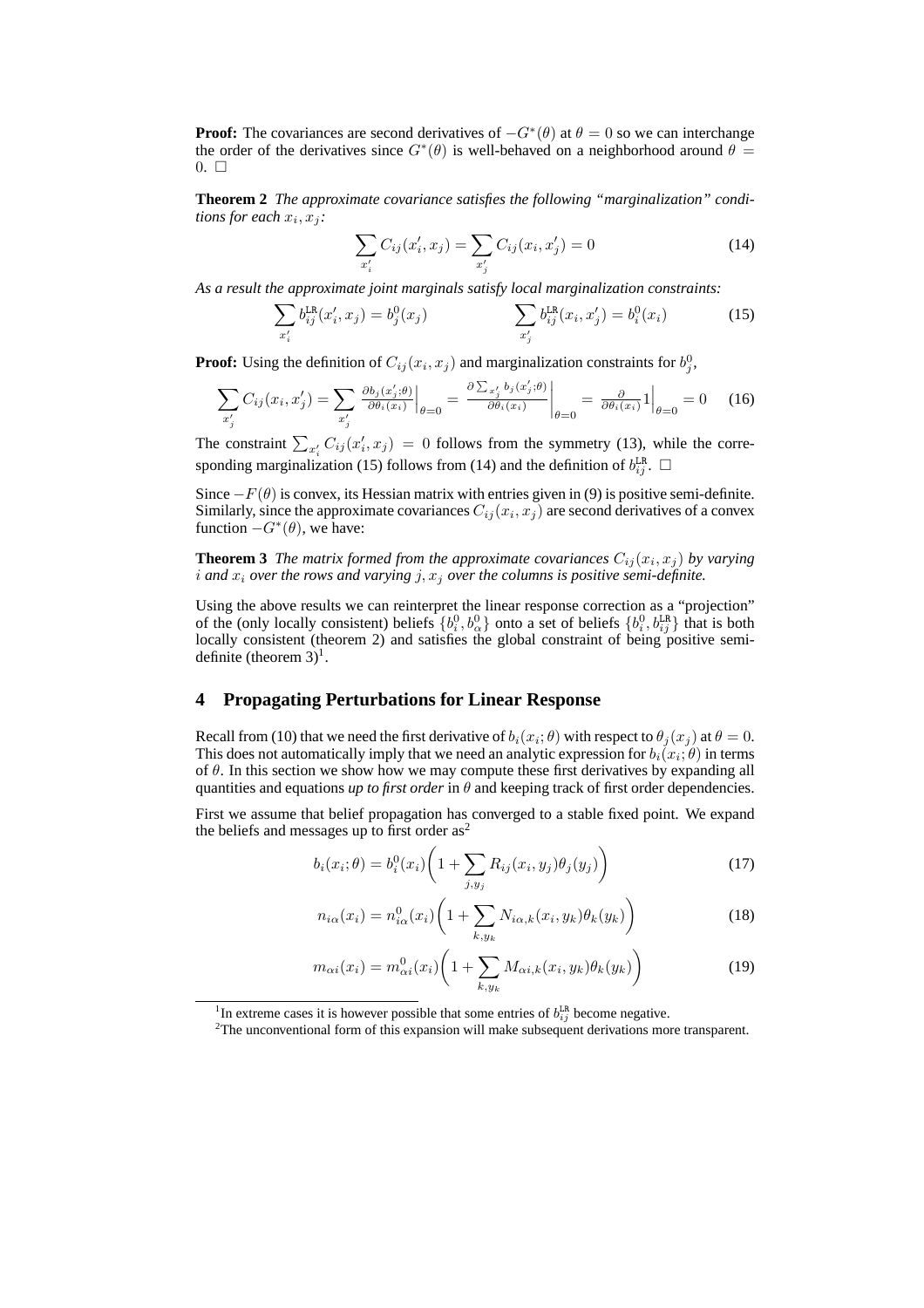**Proof:** The covariances are second derivatives of $-G^*(\theta)$ at $\theta = 0$ so we can interchange the order of the derivatives since $G^*(\theta)$ is well-behaved on a neighborhood around $\theta = 0$. $\square$

**Theorem 2** *The approximate covariance satisfies the following "marginalization" conditions for each $x_i, x_j$:*

$$\sum_{x'_i} C_{ij}(x'_i, x_j) = \sum_{x'_j} C_{ij}(x_i, x'_j) = 0 \tag{14}$$

*As a result the approximate joint marginals satisfy local marginalization constraints:*

$$\sum_{x'_i} b^{\text{LR}}_{ij}(x'_i, x_j) = b^0_j(x_j) \qquad\qquad \sum_{x'_j} b^{\text{LR}}_{ij}(x_i, x'_j) = b^0_i(x_i) \tag{15}$$

**Proof:** Using the definition of $C_{ij}(x_i, x_j)$ and marginalization constraints for $b^0_j$,

$$\sum_{x'_j} C_{ij}(x_i, x'_j) = \sum_{x'_j} \frac{\partial b_j(x'_j;\theta)}{\partial \theta_i(x_i)}\Big|_{\theta=0} = \frac{\partial \sum_{x'_j} b_j(x'_j;\theta)}{\partial \theta_i(x_i)}\Big|_{\theta=0} = \frac{\partial}{\partial \theta_i(x_i)} 1\Big|_{\theta=0} = 0 \tag{16}$$

The constraint $\sum_{x'_i} C_{ij}(x'_i, x_j) = 0$ follows from the symmetry (13), while the corresponding marginalization (15) follows from (14) and the definition of $b^{\text{LR}}_{ij}$. $\square$

Since $-F(\theta)$ is convex, its Hessian matrix with entries given in (9) is positive semi-definite. Similarly, since the approximate covariances $C_{ij}(x_i, x_j)$ are second derivatives of a convex function $-G^*(\theta)$, we have:

**Theorem 3** *The matrix formed from the approximate covariances $C_{ij}(x_i, x_j)$ by varying $i$ and $x_i$ over the rows and varying $j, x_j$ over the columns is positive semi-definite.*

Using the above results we can reinterpret the linear response correction as a "projection" of the (only locally consistent) beliefs $\{b^0_i, b^0_\alpha\}$ onto a set of beliefs $\{b^0_i, b^{\text{LR}}_{ij}\}$ that is both locally consistent (theorem 2) and satisfies the global constraint of being positive semi-definite (theorem 3)[1].

## 4 Propagating Perturbations for Linear Response

Recall from (10) that we need the first derivative of $b_i(x_i;\theta)$ with respect to $\theta_j(x_j)$ at $\theta = 0$. This does not automatically imply that we need an analytic expression for $b_i(x_i;\theta)$ in terms of $\theta$. In this section we show how we may compute these first derivatives by expanding all quantities and equations *up to first order* in $\theta$ and keeping track of first order dependencies.

First we assume that belief propagation has converged to a stable fixed point. We expand the beliefs and messages up to first order as[2]

$$b_i(x_i;\theta) = b^0_i(x_i)\bigg(1 + \sum_{j,y_j} R_{ij}(x_i, y_j)\theta_j(y_j)\bigg) \tag{17}$$

$$n_{i\alpha}(x_i) = n^0_{i\alpha}(x_i)\bigg(1 + \sum_{k,y_k} N_{i\alpha,k}(x_i, y_k)\theta_k(y_k)\bigg) \tag{18}$$

$$m_{\alpha i}(x_i) = m^0_{\alpha i}(x_i)\bigg(1 + \sum_{k,y_k} M_{\alpha i,k}(x_i, y_k)\theta_k(y_k)\bigg) \tag{19}$$

---

[1] In extreme cases it is however possible that some entries of $b^{\text{LR}}_{ij}$ become negative.

[2] The unconventional form of this expansion will make subsequent derivations more transparent.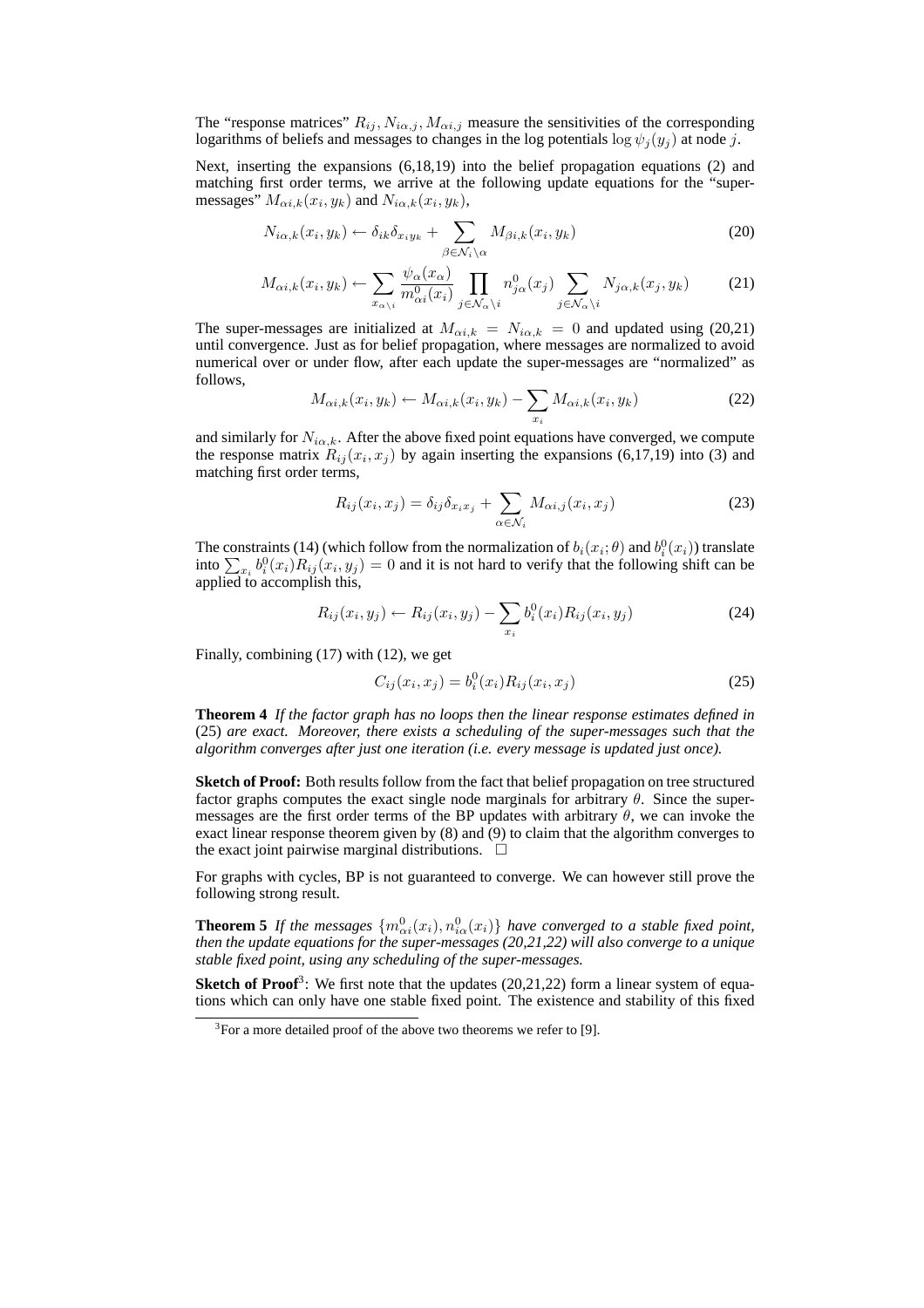The "response matrices" $R_{ij}, N_{i\alpha,j}, M_{\alpha i,j}$ measure the sensitivities of the corresponding logarithms of beliefs and messages to changes in the log potentials $\log \psi_j(y_j)$ at node $j$.

Next, inserting the expansions (6,18,19) into the belief propagation equations (2) and matching first order terms, we arrive at the following update equations for the "super-messages" $M_{\alpha i,k}(x_i, y_k)$ and $N_{i\alpha,k}(x_i, y_k)$,

$$N_{i\alpha,k}(x_i, y_k) \leftarrow \delta_{ik}\delta_{x_i y_k} + \sum_{\beta \in \mathcal{N}_i \backslash \alpha} M_{\beta i,k}(x_i, y_k) \tag{20}$$

$$M_{\alpha i,k}(x_i, y_k) \leftarrow \sum_{x_{\alpha \backslash i}} \frac{\psi_\alpha(x_\alpha)}{m^0_{\alpha i}(x_i)} \prod_{j \in \mathcal{N}_\alpha \backslash i} n^0_{j\alpha}(x_j) \sum_{j \in \mathcal{N}_\alpha \backslash i} N_{j\alpha,k}(x_j, y_k) \tag{21}$$

The super-messages are initialized at $M_{\alpha i,k} = N_{i\alpha,k} = 0$ and updated using (20,21) until convergence. Just as for belief propagation, where messages are normalized to avoid numerical over or under flow, after each update the super-messages are "normalized" as follows,

$$M_{\alpha i,k}(x_i, y_k) \leftarrow M_{\alpha i,k}(x_i, y_k) - \sum_{x_i} M_{\alpha i,k}(x_i, y_k) \tag{22}$$

and similarly for $N_{i\alpha,k}$. After the above fixed point equations have converged, we compute the response matrix $R_{ij}(x_i, x_j)$ by again inserting the expansions (6,17,19) into (3) and matching first order terms,

$$R_{ij}(x_i, x_j) = \delta_{ij}\delta_{x_i x_j} + \sum_{\alpha \in \mathcal{N}_i} M_{\alpha i,j}(x_i, x_j) \tag{23}$$

The constraints (14) (which follow from the normalization of $b_i(x_i;\theta)$ and $b^0_i(x_i)$) translate into $\sum_{x_i} b^0_i(x_i) R_{ij}(x_i, y_j) = 0$ and it is not hard to verify that the following shift can be applied to accomplish this,

$$R_{ij}(x_i, y_j) \leftarrow R_{ij}(x_i, y_j) - \sum_{x_i} b^0_i(x_i) R_{ij}(x_i, y_j) \tag{24}$$

Finally, combining (17) with (12), we get

$$C_{ij}(x_i, x_j) = b^0_i(x_i) R_{ij}(x_i, x_j) \tag{25}$$

**Theorem 4** *If the factor graph has no loops then the linear response estimates defined in* (25) *are exact. Moreover, there exists a scheduling of the super-messages such that the algorithm converges after just one iteration (i.e. every message is updated just once).*

**Sketch of Proof:** Both results follow from the fact that belief propagation on tree structured factor graphs computes the exact single node marginals for arbitrary $\theta$. Since the super-messages are the first order terms of the BP updates with arbitrary $\theta$, we can invoke the exact linear response theorem given by (8) and (9) to claim that the algorithm converges to the exact joint pairwise marginal distributions. □

For graphs with cycles, BP is not guaranteed to converge. We can however still prove the following strong result.

**Theorem 5** *If the messages $\{m^0_{\alpha i}(x_i), n^0_{i\alpha}(x_i)\}$ have converged to a stable fixed point, then the update equations for the super-messages (20,21,22) will also converge to a unique stable fixed point, using any scheduling of the super-messages.*

**Sketch of Proof**[3]: We first note that the updates (20,21,22) form a linear system of equations which can only have one stable fixed point. The existence and stability of this fixed

[3] For a more detailed proof of the above two theorems we refer to [9].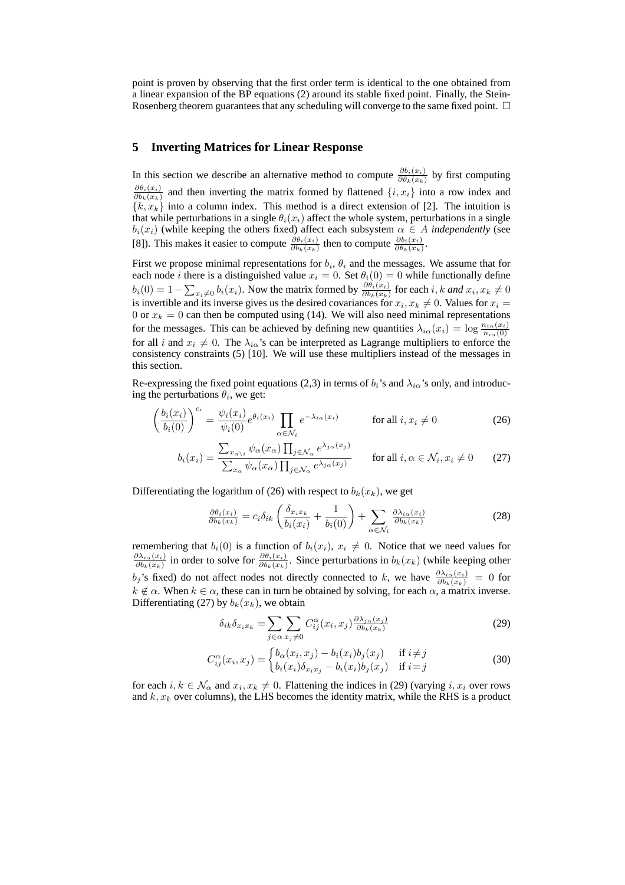point is proven by observing that the first order term is identical to the one obtained from a linear expansion of the BP equations (2) around its stable fixed point. Finally, the Stein-Rosenberg theorem guarantees that any scheduling will converge to the same fixed point. $\square$

## 5 Inverting Matrices for Linear Response

In this section we describe an alternative method to compute $\frac{\partial b_i(x_i)}{\partial \theta_k(x_k)}$ by first computing $\frac{\partial \theta_i(x_i)}{\partial b_k(x_k)}$ and then inverting the matrix formed by flattened $\{i, x_i\}$ into a row index and $\{k, x_k\}$ into a column index. This method is a direct extension of [2]. The intuition is that while perturbations in a single $\theta_i(x_i)$ affect the whole system, perturbations in a single $b_i(x_i)$ (while keeping the others fixed) affect each subsystem $\alpha \in A$ *independently* (see [8]). This makes it easier to compute $\frac{\partial \theta_i(x_i)}{\partial b_k(x_k)}$ then to compute $\frac{\partial b_i(x_i)}{\partial \theta_k(x_k)}$.

First we propose minimal representations for $b_i$, $\theta_i$ and the messages. We assume that for each node $i$ there is a distinguished value $x_i = 0$. Set $\theta_i(0) = 0$ while functionally define $b_i(0) = 1 - \sum_{x_i \neq 0} b_i(x_i)$. Now the matrix formed by $\frac{\partial \theta_i(x_i)}{\partial b_k(x_k)}$ for each $i, k$ *and* $x_i, x_k \neq 0$ is invertible and its inverse gives us the desired covariances for $x_i, x_k \neq 0$. Values for $x_i = 0$ or $x_k = 0$ can then be computed using (14). We will also need minimal representations for the messages. This can be achieved by defining new quantities $\lambda_{i\alpha}(x_i) = \log \frac{n_{i\alpha}(x_i)}{n_{i\alpha}(0)}$ for all $i$ and $x_i \neq 0$. The $\lambda_{i\alpha}$'s can be interpreted as Lagrange multipliers to enforce the consistency constraints (5) [10]. We will use these multipliers instead of the messages in this section.

Re-expressing the fixed point equations (2,3) in terms of $b_i$'s and $\lambda_{i\alpha}$'s only, and introducing the perturbations $\theta_i$, we get:

$$\left(\frac{b_i(x_i)}{b_i(0)}\right)^{c_i} = \frac{\psi_i(x_i)}{\psi_i(0)} e^{\theta_i(x_i)} \prod_{\alpha \in \mathcal{N}_i} e^{-\lambda_{i\alpha}(x_i)} \qquad \text{for all } i, x_i \neq 0 \tag{26}$$

$$b_i(x_i) = \frac{\sum_{x_{\alpha \setminus i}} \psi_\alpha(x_\alpha) \prod_{j \in \mathcal{N}_\alpha} e^{\lambda_{j\alpha}(x_j)}}{\sum_{x_\alpha} \psi_\alpha(x_\alpha) \prod_{j \in \mathcal{N}_\alpha} e^{\lambda_{j\alpha}(x_j)}} \qquad \text{for all } i, \alpha \in \mathcal{N}_i, x_i \neq 0 \tag{27}$$

Differentiating the logarithm of (26) with respect to $b_k(x_k)$, we get

$$\frac{\partial \theta_i(x_i)}{\partial b_k(x_k)} = c_i \delta_{ik} \left( \frac{\delta_{x_i x_k}}{b_i(x_i)} + \frac{1}{b_i(0)} \right) + \sum_{\alpha \in \mathcal{N}_i} \frac{\partial \lambda_{i\alpha}(x_i)}{\partial b_k(x_k)} \tag{28}$$

remembering that $b_i(0)$ is a function of $b_i(x_i)$, $x_i \neq 0$. Notice that we need values for $\frac{\partial \lambda_{i\alpha}(x_i)}{\partial b_k(x_k)}$ in order to solve for $\frac{\partial \theta_i(x_i)}{\partial b_k(x_k)}$. Since perturbations in $b_k(x_k)$ (while keeping other $b_j$'s fixed) do not affect nodes not directly connected to $k$, we have $\frac{\partial \lambda_{i\alpha}(x_i)}{\partial b_k(x_k)} = 0$ for $k \notin \alpha$. When $k \in \alpha$, these can in turn be obtained by solving, for each $\alpha$, a matrix inverse. Differentiating (27) by $b_k(x_k)$, we obtain

$$\delta_{ik} \delta_{x_i x_k} = \sum_{j \in \alpha} \sum_{x_j \neq 0} C^\alpha_{ij}(x_i, x_j) \frac{\partial \lambda_{j\alpha}(x_j)}{\partial b_k(x_k)} \tag{29}$$

$$C^\alpha_{ij}(x_i, x_j) = \begin{cases} b_\alpha(x_i, x_j) - b_i(x_i) b_j(x_j) & \text{if } i \neq j \\ b_i(x_i) \delta_{x_i x_j} - b_i(x_i) b_j(x_j) & \text{if } i = j \end{cases} \tag{30}$$

for each $i, k \in \mathcal{N}_\alpha$ and $x_i, x_k \neq 0$. Flattening the indices in (29) (varying $i, x_i$ over rows and $k, x_k$ over columns), the LHS becomes the identity matrix, while the RHS is a product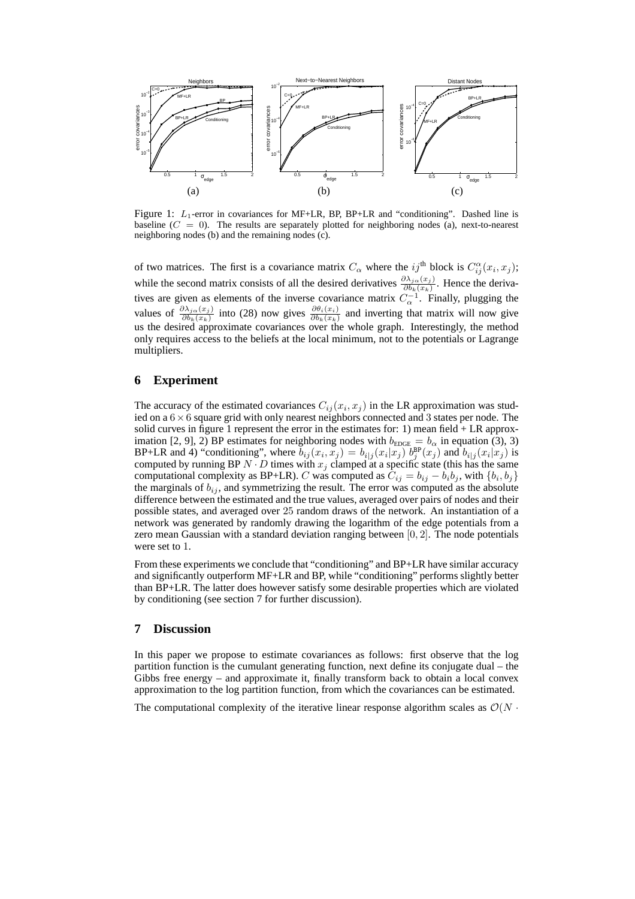Figure 1: $L_1$-error in covariances for MF+LR, BP, BP+LR and "conditioning". Dashed line is baseline ($C = 0$). The results are separately plotted for neighboring nodes (a), next-to-nearest neighboring nodes (b) and the remaining nodes (c).

of two matrices. The first is a covariance matrix $C_\alpha$ where the $ij^{\text{th}}$ block is $C^\alpha_{ij}(x_i, x_j)$; while the second matrix consists of all the desired derivatives $\frac{\partial \lambda_{j\alpha}(x_j)}{\partial b_k(x_k)}$. Hence the derivatives are given as elements of the inverse covariance matrix $C_\alpha^{-1}$. Finally, plugging the values of $\frac{\partial \lambda_{j\alpha}(x_j)}{\partial b_k(x_k)}$ into (28) now gives $\frac{\partial \theta_i(x_i)}{\partial b_k(x_k)}$ and inverting that matrix will now give us the desired approximate covariances over the whole graph. Interestingly, the method only requires access to the beliefs at the local minimum, not to the potentials or Lagrange multipliers.

## 6 Experiment

The accuracy of the estimated covariances $C_{ij}(x_i, x_j)$ in the LR approximation was studied on a $6 \times 6$ square grid with only nearest neighbors connected and 3 states per node. The solid curves in figure 1 represent the error in the estimates for: 1) mean field + LR approximation [2, 9], 2) BP estimates for neighboring nodes with $b_{\text{EDGE}} = b_\alpha$ in equation (3), 3) BP+LR and 4) "conditioning", where $b_{ij}(x_i, x_j) = b_{i|j}(x_i|x_j)\, b^{\text{BP}}_j(x_j)$ and $b_{i|j}(x_i|x_j)$ is computed by running BP $N \cdot D$ times with $x_j$ clamped at a specific state (this has the same computational complexity as BP+LR). $C$ was computed as $C_{ij} = b_{ij} - b_i b_j$, with $\{b_i, b_j\}$ the marginals of $b_{ij}$, and symmetrizing the result. The error was computed as the absolute difference between the estimated and the true values, averaged over pairs of nodes and their possible states, and averaged over 25 random draws of the network. An instantiation of a network was generated by randomly drawing the logarithm of the edge potentials from a zero mean Gaussian with a standard deviation ranging between $[0, 2]$. The node potentials were set to 1.

From these experiments we conclude that "conditioning" and BP+LR have similar accuracy and significantly outperform MF+LR and BP, while "conditioning" performs slightly better than BP+LR. The latter does however satisfy some desirable properties which are violated by conditioning (see section 7 for further discussion).

## 7 Discussion

In this paper we propose to estimate covariances as follows: first observe that the log partition function is the cumulant generating function, next define its conjugate dual – the Gibbs free energy – and approximate it, finally transform back to obtain a local convex approximation to the log partition function, from which the covariances can be estimated.

The computational complexity of the iterative linear response algorithm scales as $\mathcal{O}(N \cdot$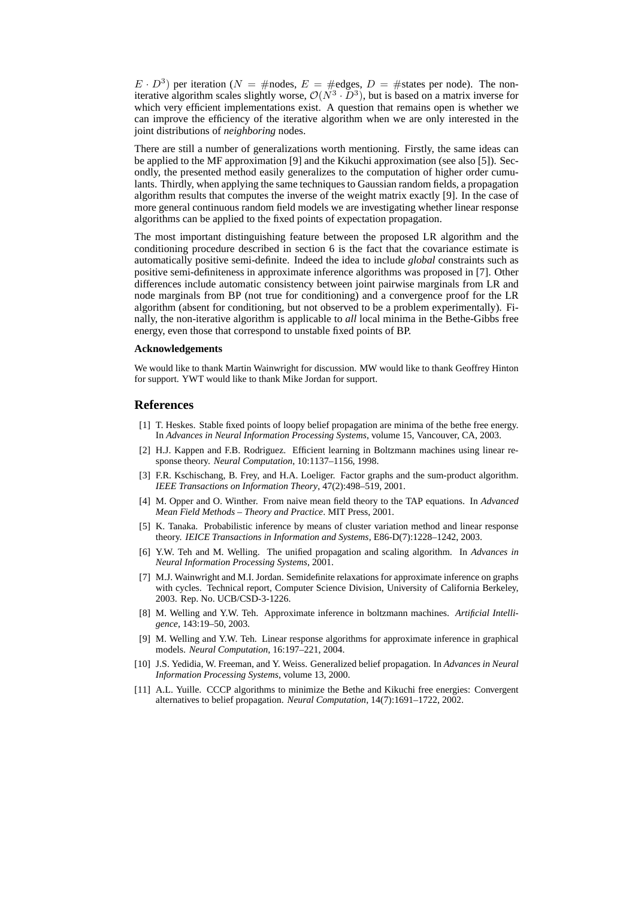$E \cdot D^3$) per iteration ($N$ = #nodes, $E$ = #edges, $D$ = #states per node). The non-iterative algorithm scales slightly worse, $\mathcal{O}(N^3 \cdot D^3)$, but is based on a matrix inverse for which very efficient implementations exist. A question that remains open is whether we can improve the efficiency of the iterative algorithm when we are only interested in the joint distributions of *neighboring* nodes.

There are still a number of generalizations worth mentioning. Firstly, the same ideas can be applied to the MF approximation [9] and the Kikuchi approximation (see also [5]). Secondly, the presented method easily generalizes to the computation of higher order cumulants. Thirdly, when applying the same techniques to Gaussian random fields, a propagation algorithm results that computes the inverse of the weight matrix exactly [9]. In the case of more general continuous random field models we are investigating whether linear response algorithms can be applied to the fixed points of expectation propagation.

The most important distinguishing feature between the proposed LR algorithm and the conditioning procedure described in section 6 is the fact that the covariance estimate is automatically positive semi-definite. Indeed the idea to include *global* constraints such as positive semi-definiteness in approximate inference algorithms was proposed in [7]. Other differences include automatic consistency between joint pairwise marginals from LR and node marginals from BP (not true for conditioning) and a convergence proof for the LR algorithm (absent for conditioning, but not observed to be a problem experimentally). Finally, the non-iterative algorithm is applicable to *all* local minima in the Bethe-Gibbs free energy, even those that correspond to unstable fixed points of BP.

#### Acknowledgements

We would like to thank Martin Wainwright for discussion. MW would like to thank Geoffrey Hinton for support. YWT would like to thank Mike Jordan for support.

## References

[1] T. Heskes. Stable fixed points of loopy belief propagation are minima of the bethe free energy. In *Advances in Neural Information Processing Systems*, volume 15, Vancouver, CA, 2003.

[2] H.J. Kappen and F.B. Rodriguez. Efficient learning in Boltzmann machines using linear response theory. *Neural Computation*, 10:1137–1156, 1998.

[3] F.R. Kschischang, B. Frey, and H.A. Loeliger. Factor graphs and the sum-product algorithm. *IEEE Transactions on Information Theory*, 47(2):498–519, 2001.

[4] M. Opper and O. Winther. From naive mean field theory to the TAP equations. In *Advanced Mean Field Methods – Theory and Practice*. MIT Press, 2001.

[5] K. Tanaka. Probabilistic inference by means of cluster variation method and linear response theory. *IEICE Transactions in Information and Systems*, E86-D(7):1228–1242, 2003.

[6] Y.W. Teh and M. Welling. The unified propagation and scaling algorithm. In *Advances in Neural Information Processing Systems*, 2001.

[7] M.J. Wainwright and M.I. Jordan. Semidefinite relaxations for approximate inference on graphs with cycles. Technical report, Computer Science Division, University of California Berkeley, 2003. Rep. No. UCB/CSD-3-1226.

[8] M. Welling and Y.W. Teh. Approximate inference in boltzmann machines. *Artificial Intelligence*, 143:19–50, 2003.

[9] M. Welling and Y.W. Teh. Linear response algorithms for approximate inference in graphical models. *Neural Computation*, 16:197–221, 2004.

[10] J.S. Yedidia, W. Freeman, and Y. Weiss. Generalized belief propagation. In *Advances in Neural Information Processing Systems*, volume 13, 2000.

[11] A.L. Yuille. CCCP algorithms to minimize the Bethe and Kikuchi free energies: Convergent alternatives to belief propagation. *Neural Computation*, 14(7):1691–1722, 2002.